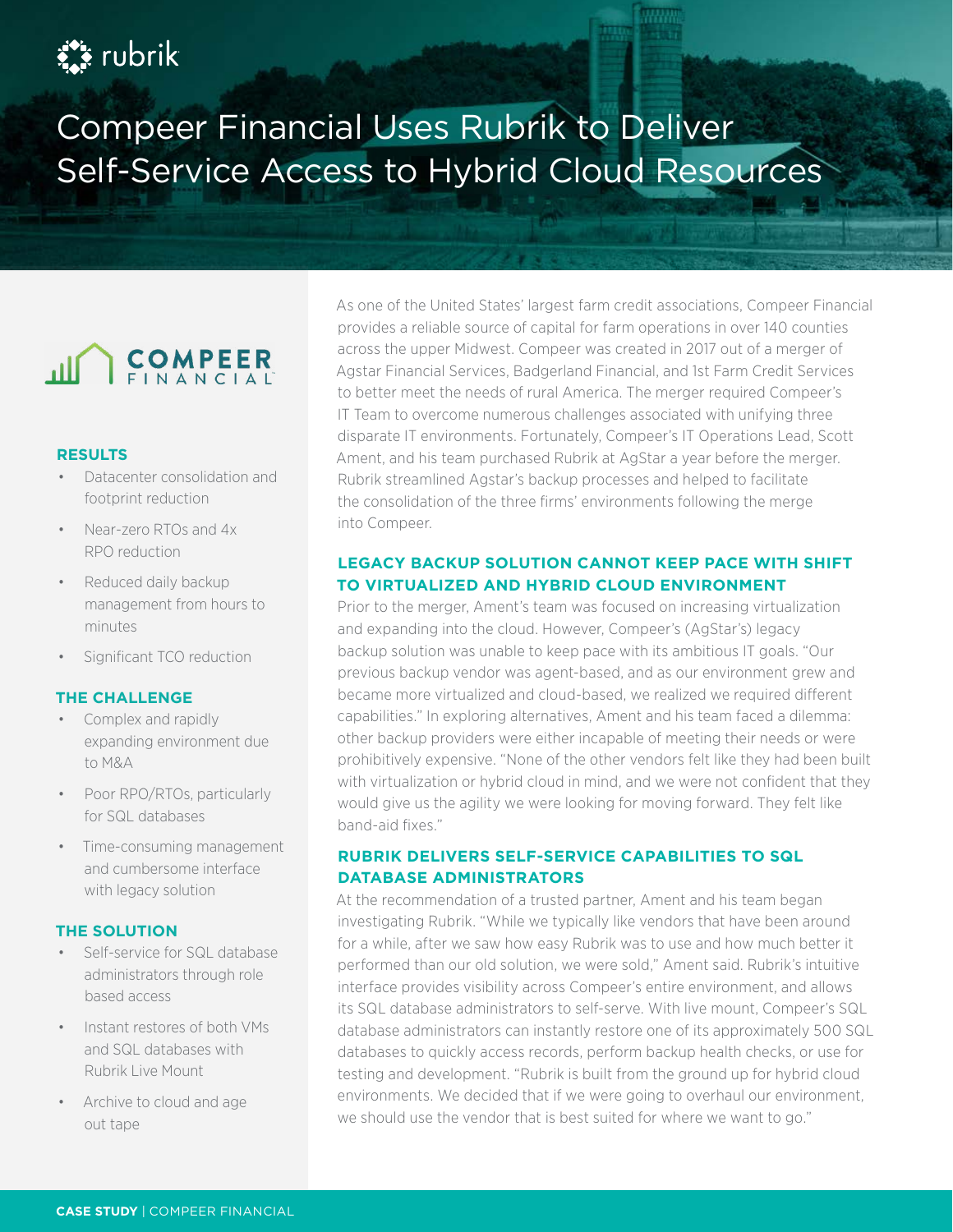# Compeer Financial Uses Rubrik to Deliver Self-Service Access to Hybrid Cloud Resources

**RESULTS**

- Datacenter consolidation and footprint reduction
- Near-zero RTOs and 4x RPO reduction
- Reduced daily backup management from hours to minutes
- Significant TCO reduction

**THE CHALLENGE**

- Complex and rapidly expanding environment due to M&A
- Poor RPO/RTOs, particularly for SQL databases
- Time-consuming management and cumbersome interface with legacy solution

**THE SOLUTION**

- Self-service for SQL database administrators through role based access
- Instant restores of both VMs and SQL databases with Rubrik Live Mount
- Archive to cloud and age out tape

As one of the United States' largest farm credit associations, Compeer Financial provides a reliable source of capital for farm operations in over 140 counties across the upper Midwest. Compeer was created in 2017 out of a merger of Agstar Financial Services, Badgerland Financial, and 1st Farm Credit Services to better meet the needs of rural America. The merger required Compeer's IT Team to overcome numerous challenges associated with unifying three disparate IT environments. Fortunately, Compeer's IT Operations Lead, Scott Ament, and his team purchased Rubrik at AgStar a year before the merger. Rubrik streamlined Agstar's backup processes and helped to facilitate the consolidation of the three firms' environments following the merge into Compeer.

## LEGACY BACKUP SOLUTION CANNOT KEEP PACE WITH SHIFT TO VIRTUALIZED AND HYBRID CLOUD ENVIRONMENT

Prior to the merger, Ament's team was focused on increasing virtualization and expanding into the cloud. However, Compeer's (AgStar's) legacy backup solution was unable to keep pace with its ambitious IT goals. "Our previous backup vendor was agent-based, and as our environment grew and became more virtualized and cloud-based, we realized we required different capabilities." In exploring alternatives, Ament and his team faced a dilemma: other backup providers were either incapable of meeting their needs or were prohibitively expensive. "None of the other vendors felt like they had been built with virtualization or hybrid cloud in mind, and we were not confident that they would give us the agility we were looking for moving forward. They felt like band-aid fixes."

## RUBRIK DELIVERS SELF-SERVICE CAPABILITIES TO SQL DATABASE ADMINISTRATORS

At the recommendation of a trusted partner, Ament and his team began investigating Rubrik. "While we typically like vendors that have been around for a while, after we saw how easy Rubrik was to use and how much better it performed than our old solution, we were sold," Ament said. Rubrik's intuitive interface provides visibility across Compeer's entire environment, and allows its SQL database administrators to self-serve. With live mount, Compeer's SQL database administrators can instantly restore one of its approximately 500 SQL databases to quickly access records, perform backup health checks, or use for testing and development. "Rubrik is built from the ground up for hybrid cloud environments. We decided that if we were going to overhaul our environment, we should use the vendor that is best suited for where we want to go."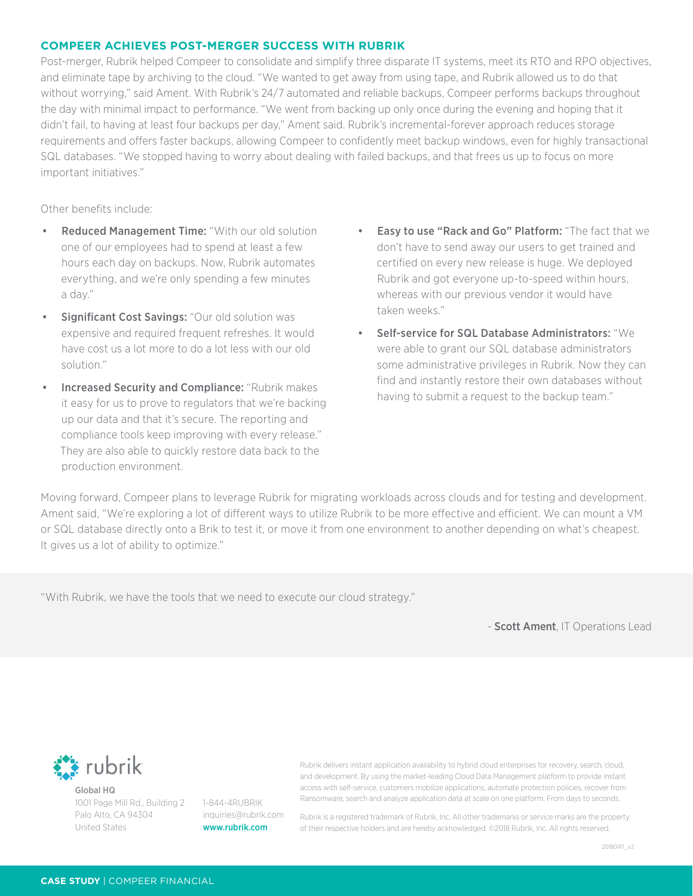## COMPEER ACHIEVES POST-MERGER SUCCESS WITH RUBRIK

Post-merger, Rubrik helped Compeer to consolidate and simplify three disparate IT systems, meet its RTO and RPO objectives, and eliminate tape by archiving to the cloud. "We wanted to get away from using tape, and Rubrik allowed us to do that without worrying," said Ament. With Rubrik's 24/7 automated and reliable backups, Compeer performs backups throughout the day with minimal impact to performance. "We went from backing up only once during the evening and hoping that it didn't fail, to having at least four backups per day," Ament said. Rubrik's incremental-forever approach reduces storage requirements and offers faster backups, allowing Compeer to confidently meet backup windows, even for highly transactional SQL databases. "We stopped having to worry about dealing with failed backups, and that frees us up to focus on more important initiatives."

Other benefits include:

- **Reduced Management Time:** "With our old solution one of our employees had to spend at least a few hours each day on backups. Now, Rubrik automates everything, and we're only spending a few minutes a day."
- **Significant Cost Savings:** "Our old solution was expensive and required frequent refreshes. It would have cost us a lot more to do a lot less with our old solution."
- **Increased Security and Compliance:** "Rubrik makes it easy for us to prove to regulators that we're backing up our data and that it's secure. The reporting and compliance tools keep improving with every release." They are also able to quickly restore data back to the production environment.
- **Easy to use "Rack and Go" Platform:** "The fact that we don't have to send away our users to get trained and certified on every new release is huge. We deployed Rubrik and got everyone up-to-speed within hours, whereas with our previous vendor it would have taken weeks."
- **Self-service for SQL Database Administrators:** "We were able to grant our SQL database administrators some administrative privileges in Rubrik. Now they can find and instantly restore their own databases without having to submit a request to the backup team."

Moving forward, Compeer plans to leverage Rubrik for migrating workloads across clouds and for testing and development. Ament said, "We're exploring a lot of different ways to utilize Rubrik to be more effective and efficient. We can mount a VM or SQL database directly onto a Brik to test it, or move it from one environment to another depending on what's cheapest. It gives us a lot of ability to optimize."

"With Rubrik, we have the tools that we need to execute our cloud strategy."

\- **Scott Ament**, IT Operations Lead

rubrik

**Global HQ**
1001 Page Mill Rd., Building 2
Palo Alto, CA 94304
United States

1-844-4RUBRIK
inquiries@rubrik.com
**www.rubrik.com**

Rubrik delivers instant application availability to hybrid cloud enterprises for recovery, search, cloud, and development. By using the market-leading Cloud Data Management platform to provide instant access with self-service, customers mobilize applications, automate protection policies, recover from Ransomware, search and analyze application data at scale on one platform. From days to seconds.

Rubrik is a registered trademark of Rubrik, Inc. All other trademarks or service marks are the property of their respective holders and are hereby acknowledged. ©2018 Rubrik, Inc. All rights reserved.

20180411_v2

**CASE STUDY** | COMPEER FINANCIAL